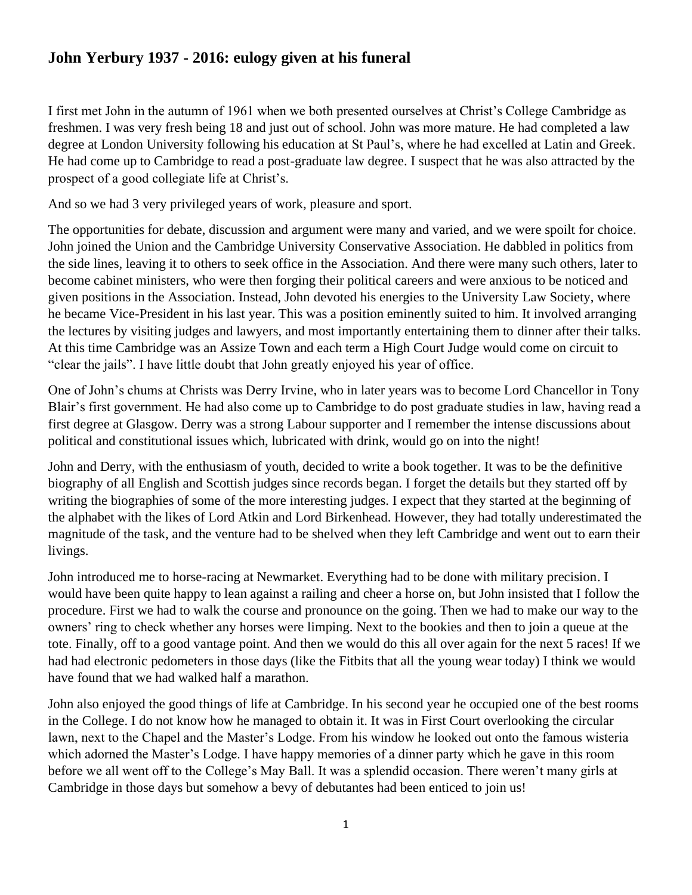## John Yerbury 1937 - 2016: eulogy given at his funeral

I first met John in the autumn of 1961 when we both presented ourselves at Christ's College Cambridge as freshmen. I was very fresh being 18 and just out of school. John was more mature. He had completed a law degree at London University following his education at St Paul's, where he had excelled at Latin and Greek. He had come up to Cambridge to read a post-graduate law degree. I suspect that he was also attracted by the prospect of a good collegiate life at Christ's.

And so we had 3 very privileged years of work, pleasure and sport.

The opportunities for debate, discussion and argument were many and varied, and we were spoilt for choice. John joined the Union and the Cambridge University Conservative Association. He dabbled in politics from the side lines, leaving it to others to seek office in the Association. And there were many such others, later to become cabinet ministers, who were then forging their political careers and were anxious to be noticed and given positions in the Association. Instead, John devoted his energies to the University Law Society, where he became Vice-President in his last year. This was a position eminently suited to him. It involved arranging the lectures by visiting judges and lawyers, and most importantly entertaining them to dinner after their talks. At this time Cambridge was an Assize Town and each term a High Court Judge would come on circuit to "clear the jails". I have little doubt that John greatly enjoyed his year of office.

One of John's chums at Christs was Derry Irvine, who in later years was to become Lord Chancellor in Tony Blair's first government. He had also come up to Cambridge to do post graduate studies in law, having read a first degree at Glasgow. Derry was a strong Labour supporter and I remember the intense discussions about political and constitutional issues which, lubricated with drink, would go on into the night!

John and Derry, with the enthusiasm of youth, decided to write a book together. It was to be the definitive biography of all English and Scottish judges since records began. I forget the details but they started off by writing the biographies of some of the more interesting judges. I expect that they started at the beginning of the alphabet with the likes of Lord Atkin and Lord Birkenhead. However, they had totally underestimated the magnitude of the task, and the venture had to be shelved when they left Cambridge and went out to earn their livings.

John introduced me to horse-racing at Newmarket. Everything had to be done with military precision. I would have been quite happy to lean against a railing and cheer a horse on, but John insisted that I follow the procedure. First we had to walk the course and pronounce on the going. Then we had to make our way to the owners' ring to check whether any horses were limping. Next to the bookies and then to join a queue at the tote. Finally, off to a good vantage point. And then we would do this all over again for the next 5 races! If we had had electronic pedometers in those days (like the Fitbits that all the young wear today) I think we would have found that we had walked half a marathon.

John also enjoyed the good things of life at Cambridge. In his second year he occupied one of the best rooms in the College. I do not know how he managed to obtain it. It was in First Court overlooking the circular lawn, next to the Chapel and the Master's Lodge. From his window he looked out onto the famous wisteria which adorned the Master's Lodge. I have happy memories of a dinner party which he gave in this room before we all went off to the College's May Ball. It was a splendid occasion. There weren't many girls at Cambridge in those days but somehow a bevy of debutantes had been enticed to join us!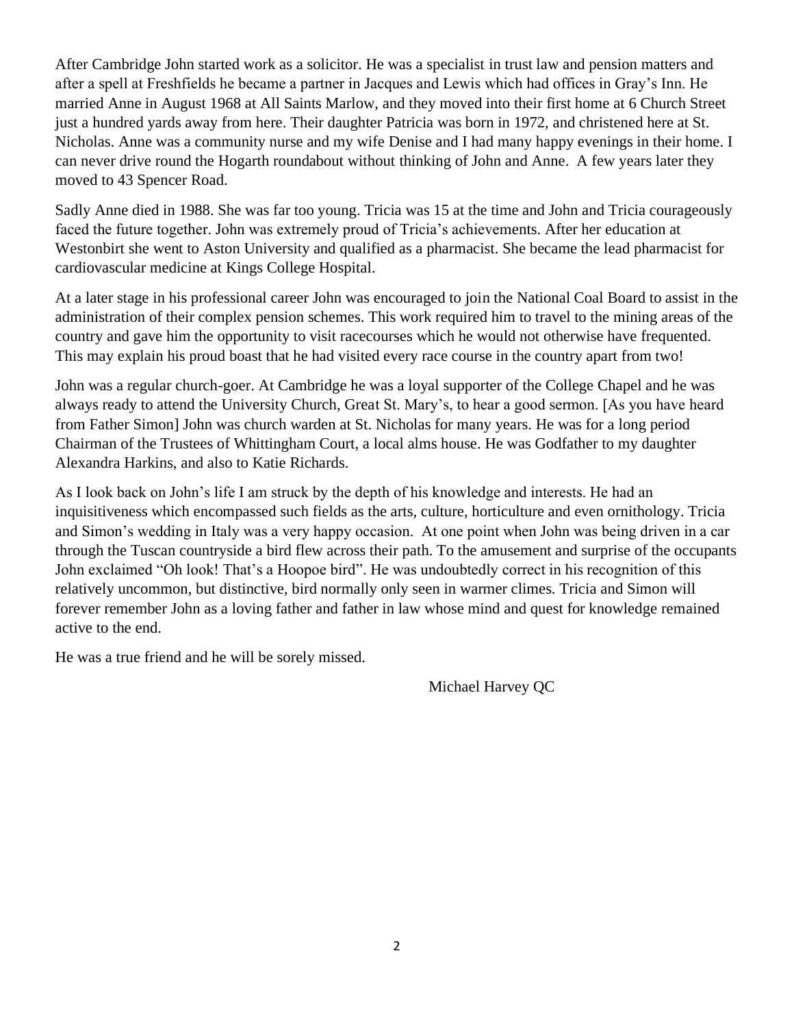After Cambridge John started work as a solicitor. He was a specialist in trust law and pension matters and after a spell at Freshfields he became a partner in Jacques and Lewis which had offices in Gray's Inn. He married Anne in August 1968 at All Saints Marlow, and they moved into their first home at 6 Church Street just a hundred yards away from here. Their daughter Patricia was born in 1972, and christened here at St. Nicholas. Anne was a community nurse and my wife Denise and I had many happy evenings in their home. I can never drive round the Hogarth roundabout without thinking of John and Anne. A few years later they moved to 43 Spencer Road.

Sadly Anne died in 1988. She was far too young. Tricia was 15 at the time and John and Tricia courageously faced the future together. John was extremely proud of Tricia's achievements. After her education at Westonbirt she went to Aston University and qualified as a pharmacist. She became the lead pharmacist for cardiovascular medicine at Kings College Hospital.

At a later stage in his professional career John was encouraged to join the National Coal Board to assist in the administration of their complex pension schemes. This work required him to travel to the mining areas of the country and gave him the opportunity to visit racecourses which he would not otherwise have frequented. This may explain his proud boast that he had visited every race course in the country apart from two!

John was a regular church-goer. At Cambridge he was a loyal supporter of the College Chapel and he was always ready to attend the University Church, Great St. Mary's, to hear a good sermon. [As you have heard from Father Simon] John was church warden at St. Nicholas for many years. He was for a long period Chairman of the Trustees of Whittingham Court, a local alms house. He was Godfather to my daughter Alexandra Harkins, and also to Katie Richards.

As I look back on John's life I am struck by the depth of his knowledge and interests. He had an inquisitiveness which encompassed such fields as the arts, culture, horticulture and even ornithology. Tricia and Simon's wedding in Italy was a very happy occasion. At one point when John was being driven in a car through the Tuscan countryside a bird flew across their path. To the amusement and surprise of the occupants John exclaimed "Oh look! That's a Hoopoe bird". He was undoubtedly correct in his recognition of this relatively uncommon, but distinctive, bird normally only seen in warmer climes. Tricia and Simon will forever remember John as a loving father and father in law whose mind and quest for knowledge remained active to the end.

He was a true friend and he will be sorely missed.

Michael Harvey QC